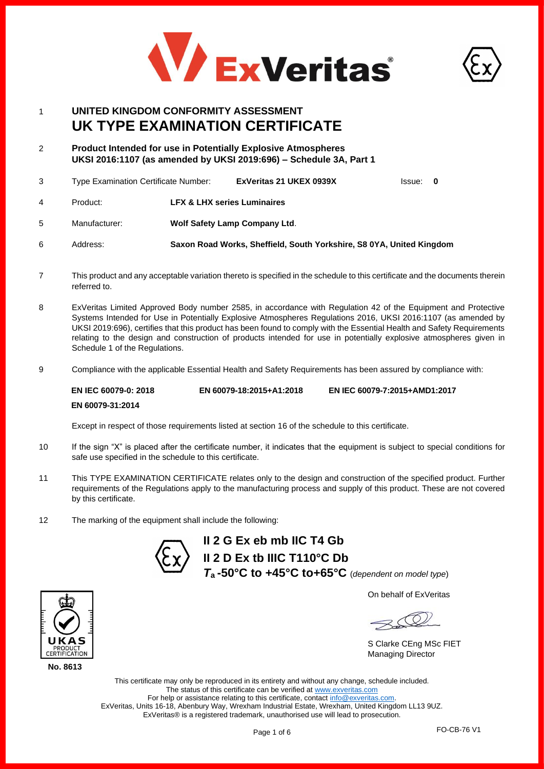1 **UNITED KINGDOM CONFORMITY ASSESSMENT**

# UK TYPE EXAMINATION CERTIFICATE

2 **Product Intended for use in Potentially Explosive Atmospheres**
**UKSI 2016:1107 (as amended by UKSI 2019:696) – Schedule 3A, Part 1**

3 Type Examination Certificate Number: **ExVeritas 21 UKEX 0939X** Issue: **0**

4 Product: **LFX & LHX series Luminaires**

5 Manufacturer: **Wolf Safety Lamp Company Ltd**.

6 Address: **Saxon Road Works, Sheffield, South Yorkshire, S8 0YA, United Kingdom**

7 This product and any acceptable variation thereto is specified in the schedule to this certificate and the documents therein referred to.

8 ExVeritas Limited Approved Body number 2585, in accordance with Regulation 42 of the Equipment and Protective Systems Intended for Use in Potentially Explosive Atmospheres Regulations 2016, UKSI 2016:1107 (as amended by UKSI 2019:696), certifies that this product has been found to comply with the Essential Health and Safety Requirements relating to the design and construction of products intended for use in potentially explosive atmospheres given in Schedule 1 of the Regulations.

9 Compliance with the applicable Essential Health and Safety Requirements has been assured by compliance with:

**EN IEC 60079-0: 2018** **EN 60079-18:2015+A1:2018** **EN IEC 60079-7:2015+AMD1:2017**

**EN 60079-31:2014**

Except in respect of those requirements listed at section 16 of the schedule to this certificate.

10 If the sign "X" is placed after the certificate number, it indicates that the equipment is subject to special conditions for safe use specified in the schedule to this certificate.

11 This TYPE EXAMINATION CERTIFICATE relates only to the design and construction of the specified product. Further requirements of the Regulations apply to the manufacturing process and supply of this product. These are not covered by this certificate.

12 The marking of the equipment shall include the following:

**II 2 G Ex eb mb IIC T4 Gb**
**II 2 D Ex tb IIIC T110°C Db**
**$T_a$ -50°C to +45°C to+65°C** (*dependent on model type*)

On behalf of ExVeritas

S Clarke CEng MSc FIET
Managing Director

UKAS PRODUCT CERTIFICATION
**No. 8613**

This certificate may only be reproduced in its entirety and without any change, schedule included.
The status of this certificate can be verified at www.exveritas.com
For help or assistance relating to this certificate, contact info@exveritas.com.
ExVeritas, Units 16-18, Abenbury Way, Wrexham Industrial Estate, Wrexham, United Kingdom LL13 9UZ.
ExVeritas® is a registered trademark, unauthorised use will lead to prosecution.

FO-CB-76 V1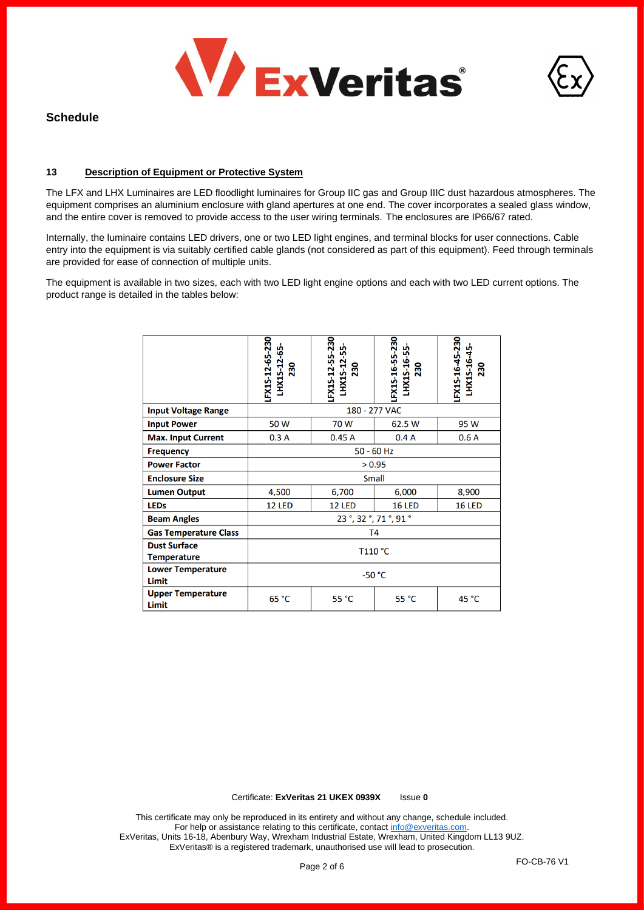## Schedule

### 13 Description of Equipment or Protective System

The LFX and LHX Luminaires are LED floodlight luminaires for Group IIC gas and Group IIIC dust hazardous atmospheres. The equipment comprises an aluminium enclosure with gland apertures at one end. The cover incorporates a sealed glass window, and the entire cover is removed to provide access to the user wiring terminals. The enclosures are IP66/67 rated.

Internally, the luminaire contains LED drivers, one or two LED light engines, and terminal blocks for user connections. Cable entry into the equipment is via suitably certified cable glands (not considered as part of this equipment). Feed through terminals are provided for ease of connection of multiple units.

The equipment is available in two sizes, each with two LED light engine options and each with two LED current options. The product range is detailed in the tables below:

| | LFX1S-12-65-230 LHX1S-12-65-230 | LFX1S-12-55-230 LHX1S-12-55-230 | LFX1S-16-55-230 LHX1S-16-55-230 | LFX1S-16-45-230 LHX1S-16-45-230 |
|---|---|---|---|---|
| **Input Voltage Range** | 180 - 277 VAC | | | |
| **Input Power** | 50 W | 70 W | 62.5 W | 95 W |
| **Max. Input Current** | 0.3 A | 0.45 A | 0.4 A | 0.6 A |
| **Frequency** | 50 - 60 Hz | | | |
| **Power Factor** | > 0.95 | | | |
| **Enclosure Size** | Small | | | |
| **Lumen Output** | 4,500 | 6,700 | 6,000 | 8,900 |
| **LEDs** | 12 LED | 12 LED | 16 LED | 16 LED |
| **Beam Angles** | 23 °, 32 °, 71 °, 91 ° | | | |
| **Gas Temperature Class** | T4 | | | |
| **Dust Surface Temperature** | T110 °C | | | |
| **Lower Temperature Limit** | -50 °C | | | |
| **Upper Temperature Limit** | 65 °C | 55 °C | 55 °C | 45 °C |

Certificate: **ExVeritas 21 UKEX 0939X** Issue **0**

This certificate may only be reproduced in its entirety and without any change, schedule included.
For help or assistance relating to this certificate, contact info@exveritas.com.
ExVeritas, Units 16-18, Abenbury Way, Wrexham Industrial Estate, Wrexham, United Kingdom LL13 9UZ.
ExVeritas® is a registered trademark, unauthorised use will lead to prosecution.

FO-CB-76 V1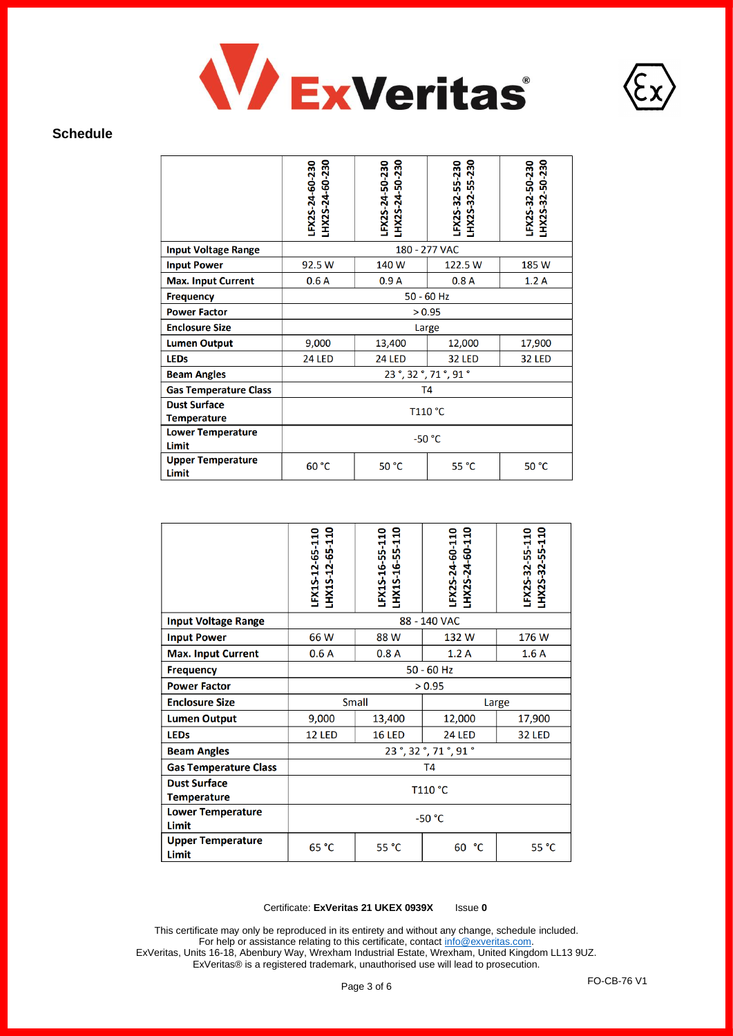## Schedule

| | LFX2S-24-60-230 LHX2S-24-60-230 | LFX2S-24-50-230 LHX2S-24-50-230 | LFX2S-32-55-230 LHX2S-32-55-230 | LFX2S-32-50-230 LHX2S-32-50-230 |
|---|---|---|---|---|
| **Input Voltage Range** | 180 - 277 VAC | | | |
| **Input Power** | 92.5 W | 140 W | 122.5 W | 185 W |
| **Max. Input Current** | 0.6 A | 0.9 A | 0.8 A | 1.2 A |
| **Frequency** | 50 - 60 Hz | | | |
| **Power Factor** | > 0.95 | | | |
| **Enclosure Size** | Large | | | |
| **Lumen Output** | 9,000 | 13,400 | 12,000 | 17,900 |
| **LEDs** | 24 LED | 24 LED | 32 LED | 32 LED |
| **Beam Angles** | 23 °, 32 °, 71 °, 91 ° | | | |
| **Gas Temperature Class** | T4 | | | |
| **Dust Surface Temperature** | T110 °C | | | |
| **Lower Temperature Limit** | -50 °C | | | |
| **Upper Temperature Limit** | 60 °C | 50 °C | 55 °C | 50 °C |

| | LFX1S-12-65-110 LHX1S-12-65-110 | LFX1S-16-55-110 LHX1S-16-55-110 | LFX2S-24-60-110 LHX2S-24-60-110 | LFX2S-32-55-110 LHX2S-32-55-110 |
|---|---|---|---|---|
| **Input Voltage Range** | 88 - 140 VAC | | | |
| **Input Power** | 66 W | 88 W | 132 W | 176 W |
| **Max. Input Current** | 0.6 A | 0.8 A | 1.2 A | 1.6 A |
| **Frequency** | 50 - 60 Hz | | | |
| **Power Factor** | > 0.95 | | | |
| **Enclosure Size** | Small | | Large | |
| **Lumen Output** | 9,000 | 13,400 | 12,000 | 17,900 |
| **LEDs** | 12 LED | 16 LED | 24 LED | 32 LED |
| **Beam Angles** | 23 °, 32 °, 71 °, 91 ° | | | |
| **Gas Temperature Class** | T4 | | | |
| **Dust Surface Temperature** | T110 °C | | | |
| **Lower Temperature Limit** | -50 °C | | | |
| **Upper Temperature Limit** | 65 °C | 55 °C | 60 °C | 55 °C |

Certificate: **ExVeritas 21 UKEX 0939X** Issue **0**

This certificate may only be reproduced in its entirety and without any change, schedule included.
For help or assistance relating to this certificate, contact info@exveritas.com.
ExVeritas, Units 16-18, Abenbury Way, Wrexham Industrial Estate, Wrexham, United Kingdom LL13 9UZ.
ExVeritas® is a registered trademark, unauthorised use will lead to prosecution.

FO-CB-76 V1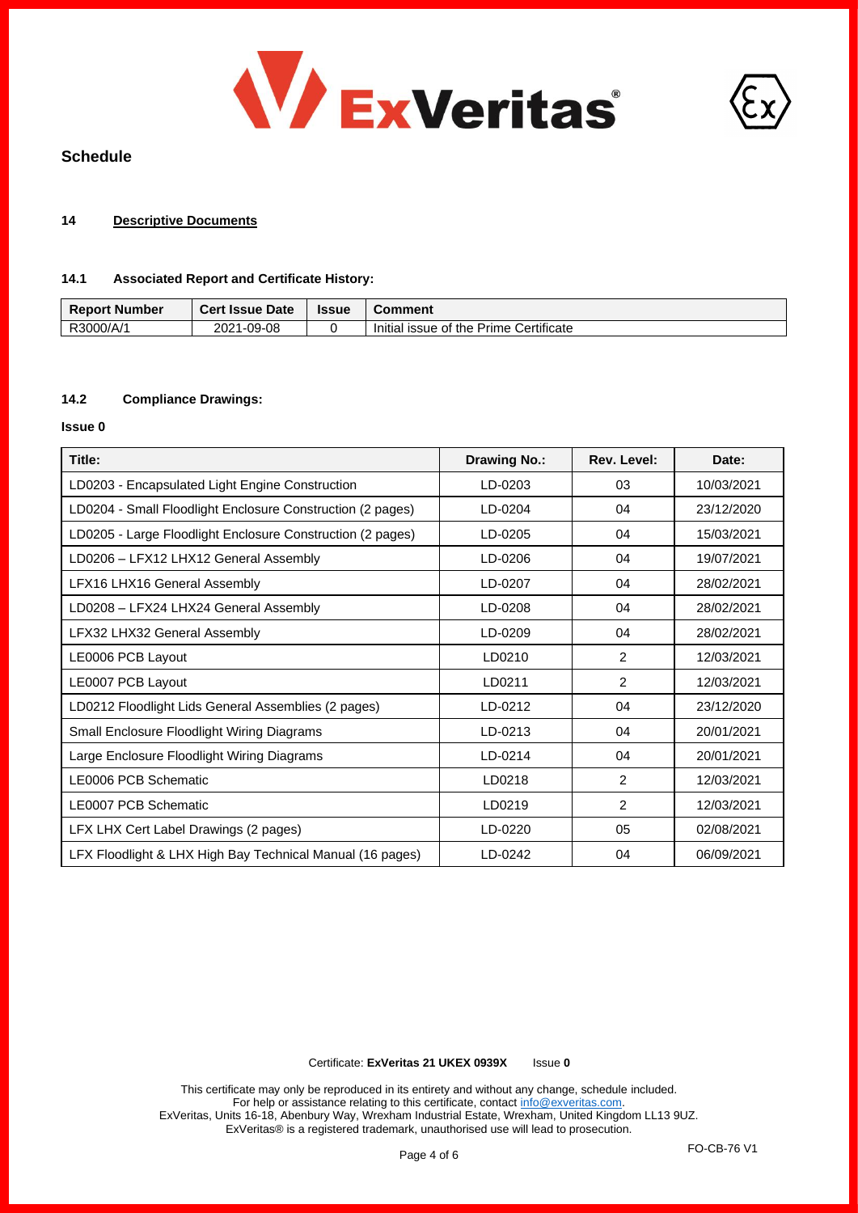## Schedule

### 14 Descriptive Documents

#### 14.1 Associated Report and Certificate History:

| Report Number | Cert Issue Date | Issue | Comment |
|---|---|---|---|
| R3000/A/1 | 2021-09-08 | 0 | Initial issue of the Prime Certificate |

#### 14.2 Compliance Drawings:

**Issue 0**

| Title: | Drawing No.: | Rev. Level: | Date: |
|---|---|---|---|
| LD0203 - Encapsulated Light Engine Construction | LD-0203 | 03 | 10/03/2021 |
| LD0204 - Small Floodlight Enclosure Construction (2 pages) | LD-0204 | 04 | 23/12/2020 |
| LD0205 - Large Floodlight Enclosure Construction (2 pages) | LD-0205 | 04 | 15/03/2021 |
| LD0206 – LFX12 LHX12 General Assembly | LD-0206 | 04 | 19/07/2021 |
| LFX16 LHX16 General Assembly | LD-0207 | 04 | 28/02/2021 |
| LD0208 – LFX24 LHX24 General Assembly | LD-0208 | 04 | 28/02/2021 |
| LFX32 LHX32 General Assembly | LD-0209 | 04 | 28/02/2021 |
| LE0006 PCB Layout | LD0210 | 2 | 12/03/2021 |
| LE0007 PCB Layout | LD0211 | 2 | 12/03/2021 |
| LD0212 Floodlight Lids General Assemblies (2 pages) | LD-0212 | 04 | 23/12/2020 |
| Small Enclosure Floodlight Wiring Diagrams | LD-0213 | 04 | 20/01/2021 |
| Large Enclosure Floodlight Wiring Diagrams | LD-0214 | 04 | 20/01/2021 |
| LE0006 PCB Schematic | LD0218 | 2 | 12/03/2021 |
| LE0007 PCB Schematic | LD0219 | 2 | 12/03/2021 |
| LFX LHX Cert Label Drawings (2 pages) | LD-0220 | 05 | 02/08/2021 |
| LFX Floodlight & LHX High Bay Technical Manual (16 pages) | LD-0242 | 04 | 06/09/2021 |

Certificate: **ExVeritas 21 UKEX 0939X** Issue **0**

This certificate may only be reproduced in its entirety and without any change, schedule included.
For help or assistance relating to this certificate, contact info@exveritas.com.
ExVeritas, Units 16-18, Abenbury Way, Wrexham Industrial Estate, Wrexham, United Kingdom LL13 9UZ.
ExVeritas® is a registered trademark, unauthorised use will lead to prosecution.

FO-CB-76 V1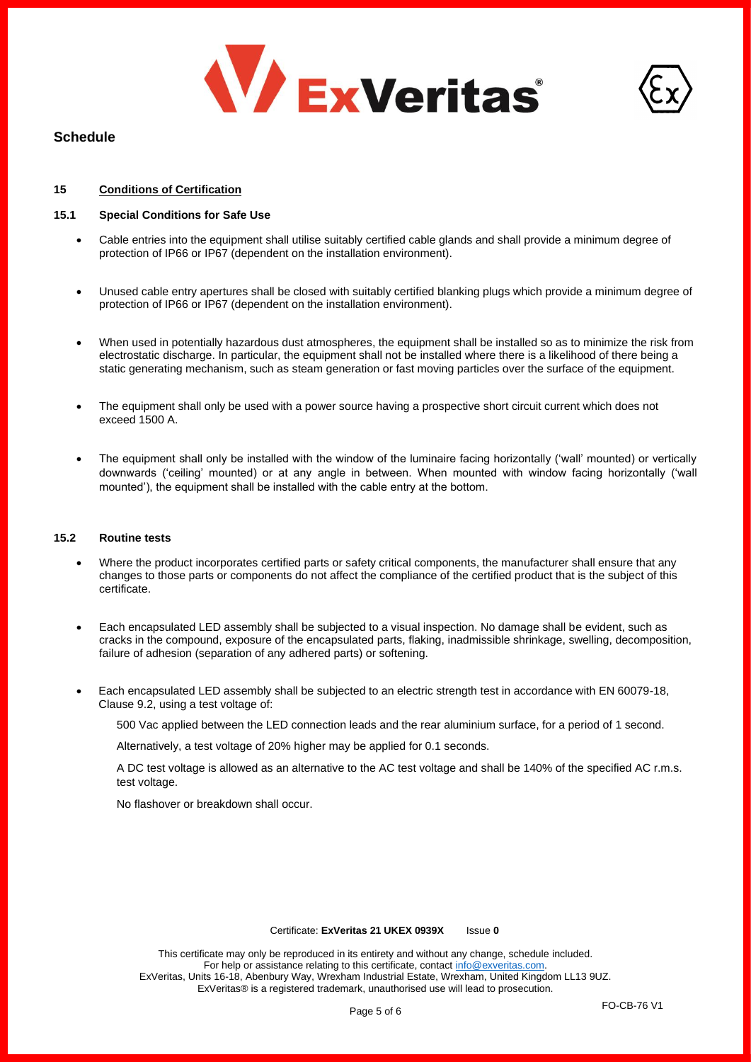## Schedule

### 15 Conditions of Certification

#### 15.1 Special Conditions for Safe Use

- Cable entries into the equipment shall utilise suitably certified cable glands and shall provide a minimum degree of protection of IP66 or IP67 (dependent on the installation environment).
- Unused cable entry apertures shall be closed with suitably certified blanking plugs which provide a minimum degree of protection of IP66 or IP67 (dependent on the installation environment).
- When used in potentially hazardous dust atmospheres, the equipment shall be installed so as to minimize the risk from electrostatic discharge. In particular, the equipment shall not be installed where there is a likelihood of there being a static generating mechanism, such as steam generation or fast moving particles over the surface of the equipment.
- The equipment shall only be used with a power source having a prospective short circuit current which does not exceed 1500 A.
- The equipment shall only be installed with the window of the luminaire facing horizontally ('wall' mounted) or vertically downwards ('ceiling' mounted) or at any angle in between. When mounted with window facing horizontally ('wall mounted'), the equipment shall be installed with the cable entry at the bottom.

#### 15.2 Routine tests

- Where the product incorporates certified parts or safety critical components, the manufacturer shall ensure that any changes to those parts or components do not affect the compliance of the certified product that is the subject of this certificate.
- Each encapsulated LED assembly shall be subjected to a visual inspection. No damage shall be evident, such as cracks in the compound, exposure of the encapsulated parts, flaking, inadmissible shrinkage, swelling, decomposition, failure of adhesion (separation of any adhered parts) or softening.
- Each encapsulated LED assembly shall be subjected to an electric strength test in accordance with EN 60079-18, Clause 9.2, using a test voltage of:

  500 Vac applied between the LED connection leads and the rear aluminium surface, for a period of 1 second.

  Alternatively, a test voltage of 20% higher may be applied for 0.1 seconds.

  A DC test voltage is allowed as an alternative to the AC test voltage and shall be 140% of the specified AC r.m.s. test voltage.

  No flashover or breakdown shall occur.

Certificate: **ExVeritas 21 UKEX 0939X** Issue **0**

This certificate may only be reproduced in its entirety and without any change, schedule included.
For help or assistance relating to this certificate, contact info@exveritas.com.
ExVeritas, Units 16-18, Abenbury Way, Wrexham Industrial Estate, Wrexham, United Kingdom LL13 9UZ.
ExVeritas® is a registered trademark, unauthorised use will lead to prosecution.

FO-CB-76 V1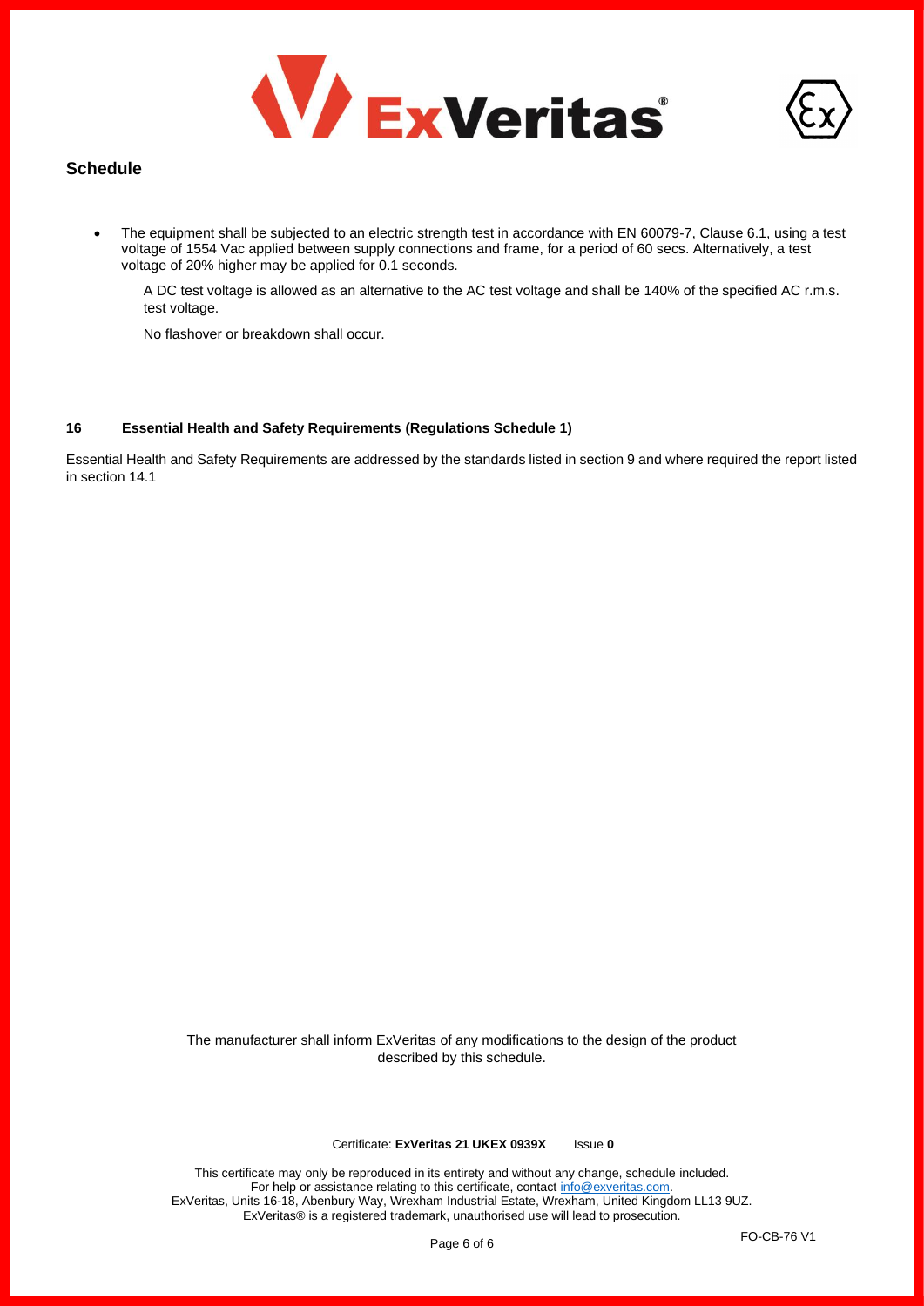## Schedule

- The equipment shall be subjected to an electric strength test in accordance with EN 60079-7, Clause 6.1, using a test voltage of 1554 Vac applied between supply connections and frame, for a period of 60 secs. Alternatively, a test voltage of 20% higher may be applied for 0.1 seconds.

  A DC test voltage is allowed as an alternative to the AC test voltage and shall be 140% of the specified AC r.m.s. test voltage.

  No flashover or breakdown shall occur.

**16 Essential Health and Safety Requirements (Regulations Schedule 1)**

Essential Health and Safety Requirements are addressed by the standards listed in section 9 and where required the report listed in section 14.1

The manufacturer shall inform ExVeritas of any modifications to the design of the product described by this schedule.

Certificate: **ExVeritas 21 UKEX 0939X** Issue **0**

This certificate may only be reproduced in its entirety and without any change, schedule included.
For help or assistance relating to this certificate, contact info@exveritas.com.
ExVeritas, Units 16-18, Abenbury Way, Wrexham Industrial Estate, Wrexham, United Kingdom LL13 9UZ.
ExVeritas® is a registered trademark, unauthorised use will lead to prosecution.

FO-CB-76 V1